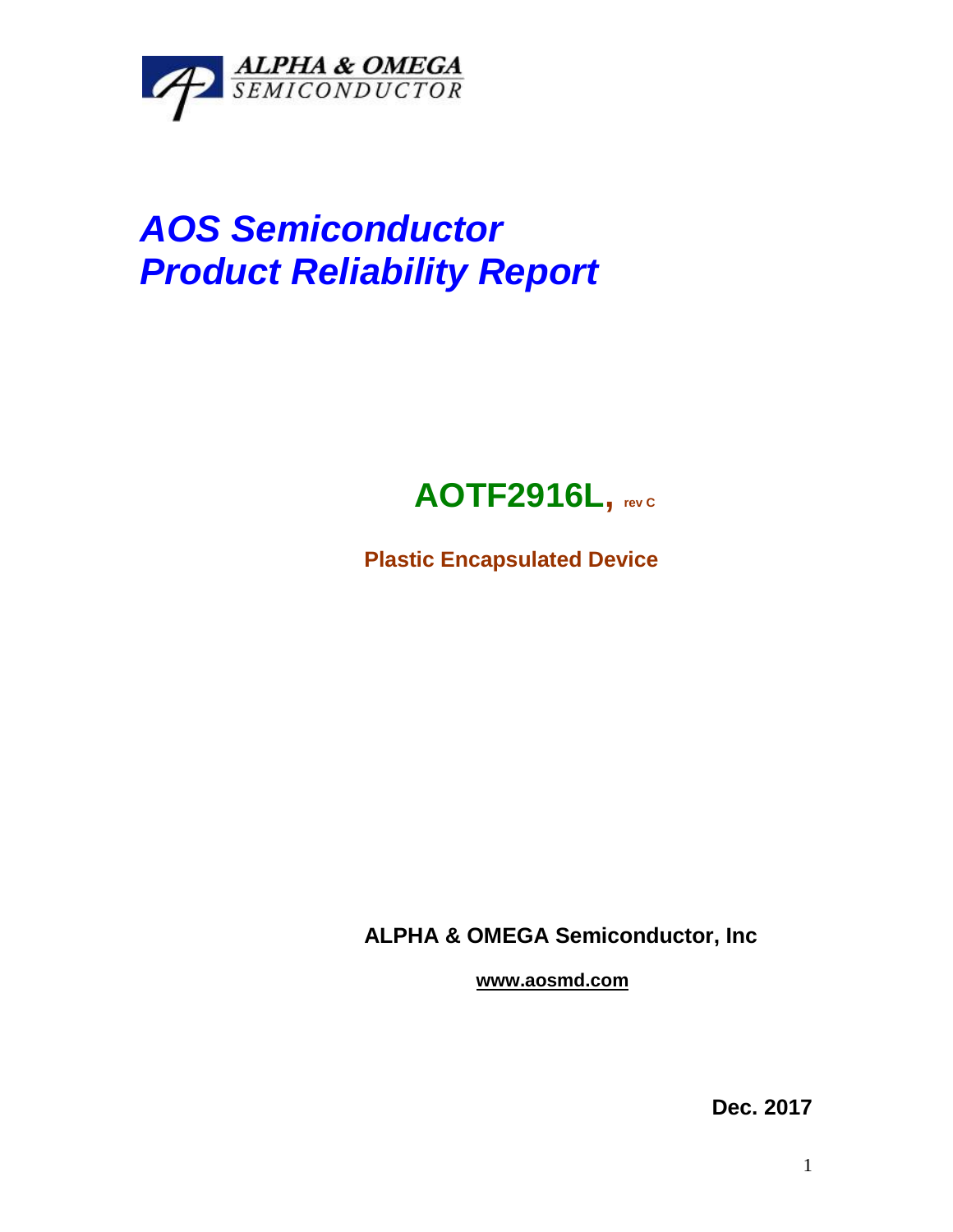ALPHA & OMEGA
SEMICONDUCTOR

# *AOS Semiconductor*
# *Product Reliability Report*

## AOTF2916L, rev C

**Plastic Encapsulated Device**

**ALPHA & OMEGA Semiconductor, Inc**

**www.aosmd.com**

**Dec. 2017**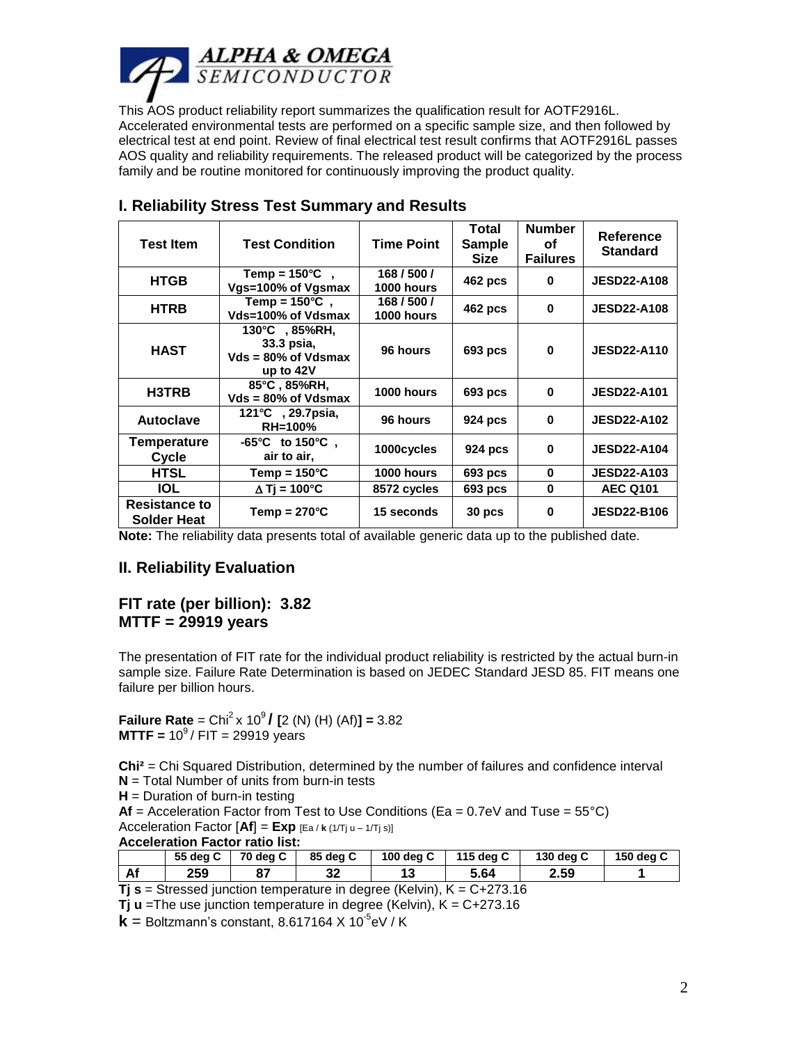This AOS product reliability report summarizes the qualification result for AOTF2916L. Accelerated environmental tests are performed on a specific sample size, and then followed by electrical test at end point. Review of final electrical test result confirms that AOTF2916L passes AOS quality and reliability requirements. The released product will be categorized by the process family and be routine monitored for continuously improving the product quality.

## I. Reliability Stress Test Summary and Results

| Test Item | Test Condition | Time Point | Total Sample Size | Number of Failures | Reference Standard |
|---|---|---|---|---|---|
| HTGB | Temp = 150°C , Vgs=100% of Vgsmax | 168 / 500 / 1000 hours | 462 pcs | 0 | JESD22-A108 |
| HTRB | Temp = 150°C , Vds=100% of Vdsmax | 168 / 500 / 1000 hours | 462 pcs | 0 | JESD22-A108 |
| HAST | 130°C , 85%RH, 33.3 psia, Vds = 80% of Vdsmax up to 42V | 96 hours | 693 pcs | 0 | JESD22-A110 |
| H3TRB | 85°C , 85%RH, Vds = 80% of Vdsmax | 1000 hours | 693 pcs | 0 | JESD22-A101 |
| Autoclave | 121°C , 29.7psia, RH=100% | 96 hours | 924 pcs | 0 | JESD22-A102 |
| Temperature Cycle | -65°C to 150°C , air to air, | 1000cycles | 924 pcs | 0 | JESD22-A104 |
| HTSL | Temp = 150°C | 1000 hours | 693 pcs | 0 | JESD22-A103 |
| IOL | $\Delta$ Tj = 100°C | 8572 cycles | 693 pcs | 0 | AEC Q101 |
| Resistance to Solder Heat | Temp = 270°C | 15 seconds | 30 pcs | 0 | JESD22-B106 |

**Note:** The reliability data presents total of available generic data up to the published date.

## II. Reliability Evaluation

### FIT rate (per billion): 3.82
### MTTF = 29919 years

The presentation of FIT rate for the individual product reliability is restricted by the actual burn-in sample size. Failure Rate Determination is based on JEDEC Standard JESD 85. FIT means one failure per billion hours.

**Failure Rate** = $Chi^2 \times 10^9$ **/ [**2 (N) (H) (Af)**] =** 3.82
**MTTF =** $10^9$ / FIT = 29919 years

**Chi²** = Chi Squared Distribution, determined by the number of failures and confidence interval
**N** = Total Number of units from burn-in tests
**H** = Duration of burn-in testing
**Af** = Acceleration Factor from Test to Use Conditions (Ea = 0.7eV and Tuse = 55°C)
Acceleration Factor [**Af**] = **Exp** [Ea / **k** (1/Tj u – 1/Tj s)]

**Acceleration Factor ratio list:**

| | 55 deg C | 70 deg C | 85 deg C | 100 deg C | 115 deg C | 130 deg C | 150 deg C |
|---|---|---|---|---|---|---|---|
| Af | 259 | 87 | 32 | 13 | 5.64 | 2.59 | 1 |

**Tj s** = Stressed junction temperature in degree (Kelvin), K = C+273.16
**Tj u** =The use junction temperature in degree (Kelvin), K = C+273.16
**k** = Boltzmann's constant, 8.617164 X $10^{-5}$eV / K